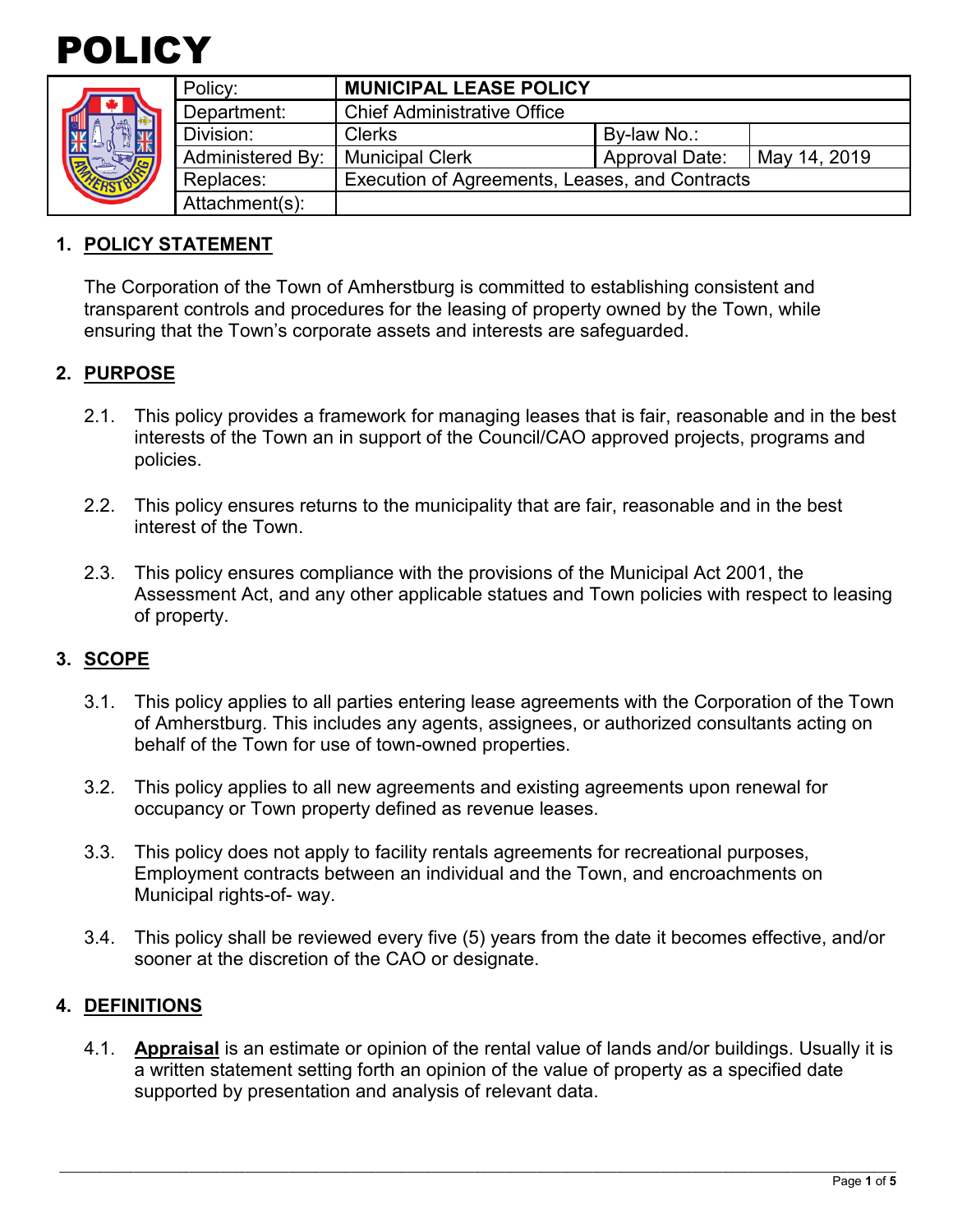# POLICY

| Policy: | MUNICIPAL LEASE POLICY | | |
|---|---|---|---|
| Department: | Chief Administrative Office | | |
| Division: | Clerks | By-law No.: | |
| Administered By: | Municipal Clerk | Approval Date: | May 14, 2019 |
| Replaces: | Execution of Agreements, Leases, and Contracts | | |
| Attachment(s): | | | |

## 1. POLICY STATEMENT

The Corporation of the Town of Amherstburg is committed to establishing consistent and transparent controls and procedures for the leasing of property owned by the Town, while ensuring that the Town's corporate assets and interests are safeguarded.

## 2. PURPOSE

2.1. This policy provides a framework for managing leases that is fair, reasonable and in the best interests of the Town an in support of the Council/CAO approved projects, programs and policies.

2.2. This policy ensures returns to the municipality that are fair, reasonable and in the best interest of the Town.

2.3. This policy ensures compliance with the provisions of the Municipal Act 2001, the Assessment Act, and any other applicable statues and Town policies with respect to leasing of property.

## 3. SCOPE

3.1. This policy applies to all parties entering lease agreements with the Corporation of the Town of Amherstburg. This includes any agents, assignees, or authorized consultants acting on behalf of the Town for use of town-owned properties.

3.2. This policy applies to all new agreements and existing agreements upon renewal for occupancy or Town property defined as revenue leases.

3.3. This policy does not apply to facility rentals agreements for recreational purposes, Employment contracts between an individual and the Town, and encroachments on Municipal rights-of- way.

3.4. This policy shall be reviewed every five (5) years from the date it becomes effective, and/or sooner at the discretion of the CAO or designate.

## 4. DEFINITIONS

4.1. **Appraisal** is an estimate or opinion of the rental value of lands and/or buildings. Usually it is a written statement setting forth an opinion of the value of property as a specified date supported by presentation and analysis of relevant data.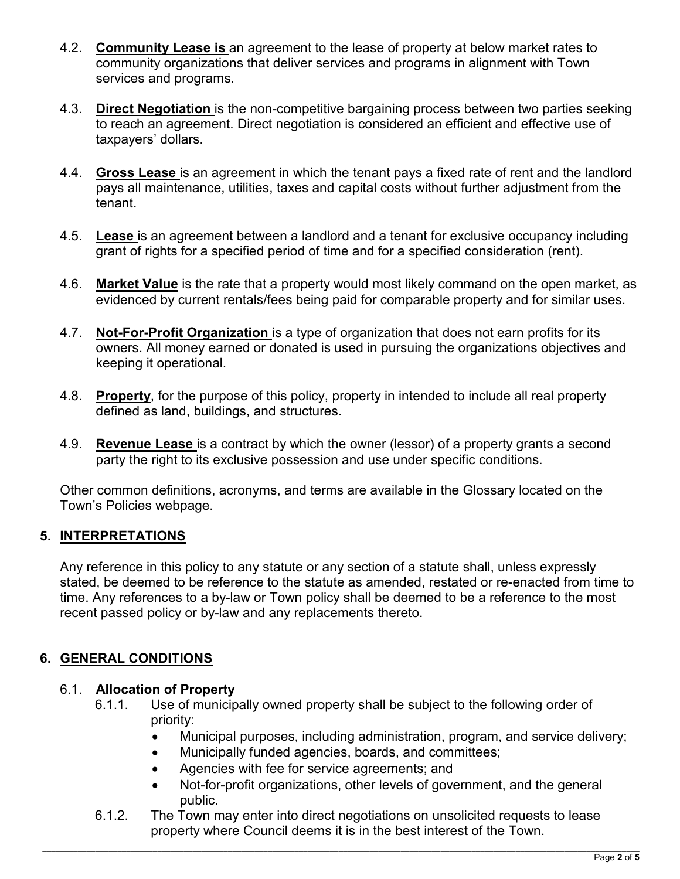4.2. **Community Lease is** an agreement to the lease of property at below market rates to community organizations that deliver services and programs in alignment with Town services and programs.

4.3. **Direct Negotiation** is the non-competitive bargaining process between two parties seeking to reach an agreement. Direct negotiation is considered an efficient and effective use of taxpayers' dollars.

4.4. **Gross Lease** is an agreement in which the tenant pays a fixed rate of rent and the landlord pays all maintenance, utilities, taxes and capital costs without further adjustment from the tenant.

4.5. **Lease** is an agreement between a landlord and a tenant for exclusive occupancy including grant of rights for a specified period of time and for a specified consideration (rent).

4.6. **Market Value** is the rate that a property would most likely command on the open market, as evidenced by current rentals/fees being paid for comparable property and for similar uses.

4.7. **Not-For-Profit Organization** is a type of organization that does not earn profits for its owners. All money earned or donated is used in pursuing the organizations objectives and keeping it operational.

4.8. **Property**, for the purpose of this policy, property in intended to include all real property defined as land, buildings, and structures.

4.9. **Revenue Lease** is a contract by which the owner (lessor) of a property grants a second party the right to its exclusive possession and use under specific conditions.

Other common definitions, acronyms, and terms are available in the Glossary located on the Town's Policies webpage.

## 5. INTERPRETATIONS

Any reference in this policy to any statute or any section of a statute shall, unless expressly stated, be deemed to be reference to the statute as amended, restated or re-enacted from time to time. Any references to a by-law or Town policy shall be deemed to be a reference to the most recent passed policy or by-law and any replacements thereto.

## 6. GENERAL CONDITIONS

### 6.1. Allocation of Property

6.1.1. Use of municipally owned property shall be subject to the following order of priority:

- Municipal purposes, including administration, program, and service delivery;
- Municipally funded agencies, boards, and committees;
- Agencies with fee for service agreements; and
- Not-for-profit organizations, other levels of government, and the general public.

6.1.2. The Town may enter into direct negotiations on unsolicited requests to lease property where Council deems it is in the best interest of the Town.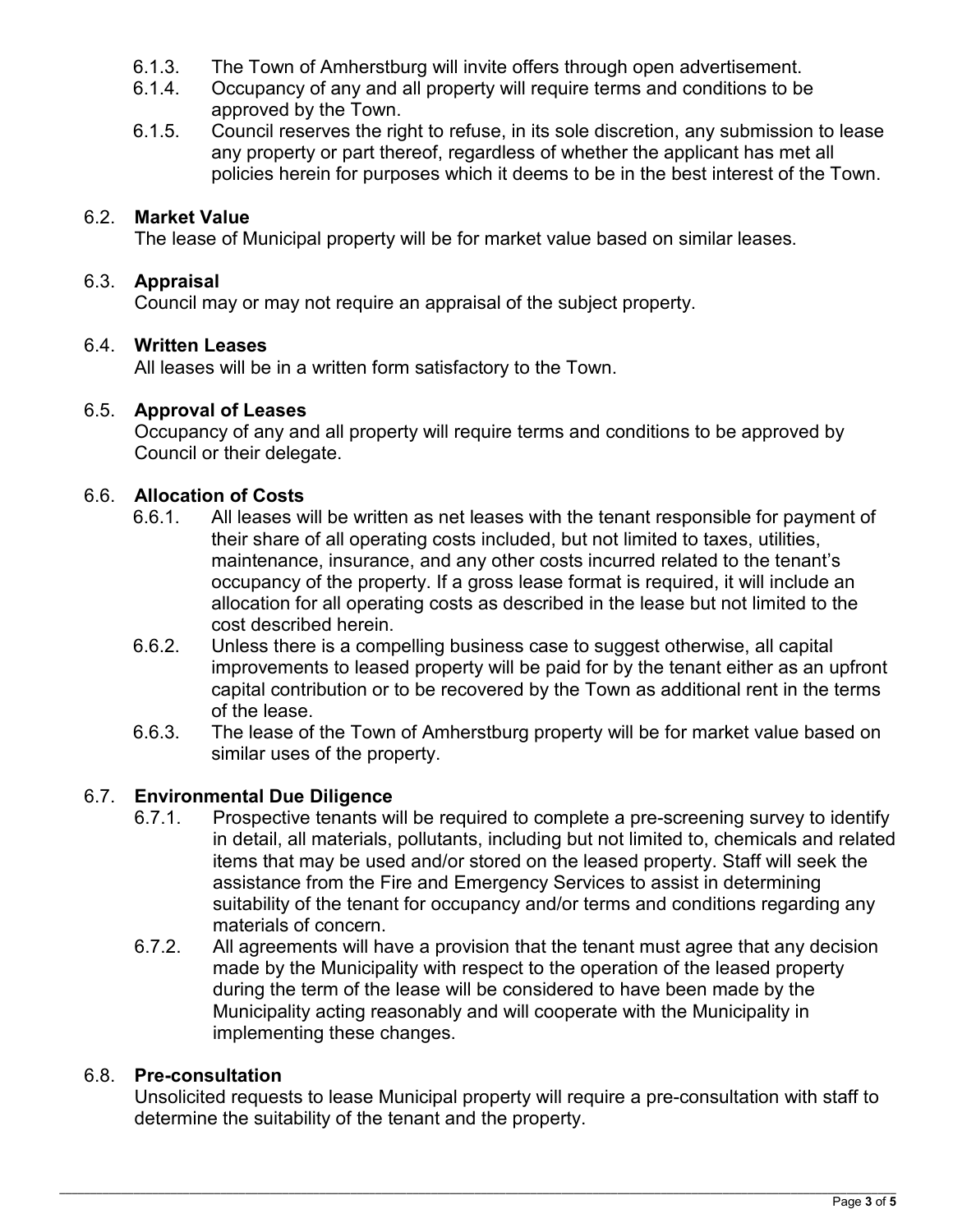6.1.3. The Town of Amherstburg will invite offers through open advertisement.

6.1.4. Occupancy of any and all property will require terms and conditions to be approved by the Town.

6.1.5. Council reserves the right to refuse, in its sole discretion, any submission to lease any property or part thereof, regardless of whether the applicant has met all policies herein for purposes which it deems to be in the best interest of the Town.

6.2. **Market Value**

The lease of Municipal property will be for market value based on similar leases.

6.3. **Appraisal**

Council may or may not require an appraisal of the subject property.

6.4. **Written Leases**

All leases will be in a written form satisfactory to the Town.

6.5. **Approval of Leases**

Occupancy of any and all property will require terms and conditions to be approved by Council or their delegate.

6.6. **Allocation of Costs**

6.6.1. All leases will be written as net leases with the tenant responsible for payment of their share of all operating costs included, but not limited to taxes, utilities, maintenance, insurance, and any other costs incurred related to the tenant's occupancy of the property. If a gross lease format is required, it will include an allocation for all operating costs as described in the lease but not limited to the cost described herein.

6.6.2. Unless there is a compelling business case to suggest otherwise, all capital improvements to leased property will be paid for by the tenant either as an upfront capital contribution or to be recovered by the Town as additional rent in the terms of the lease.

6.6.3. The lease of the Town of Amherstburg property will be for market value based on similar uses of the property.

6.7. **Environmental Due Diligence**

6.7.1. Prospective tenants will be required to complete a pre-screening survey to identify in detail, all materials, pollutants, including but not limited to, chemicals and related items that may be used and/or stored on the leased property. Staff will seek the assistance from the Fire and Emergency Services to assist in determining suitability of the tenant for occupancy and/or terms and conditions regarding any materials of concern.

6.7.2. All agreements will have a provision that the tenant must agree that any decision made by the Municipality with respect to the operation of the leased property during the term of the lease will be considered to have been made by the Municipality acting reasonably and will cooperate with the Municipality in implementing these changes.

6.8. **Pre-consultation**

Unsolicited requests to lease Municipal property will require a pre-consultation with staff to determine the suitability of the tenant and the property.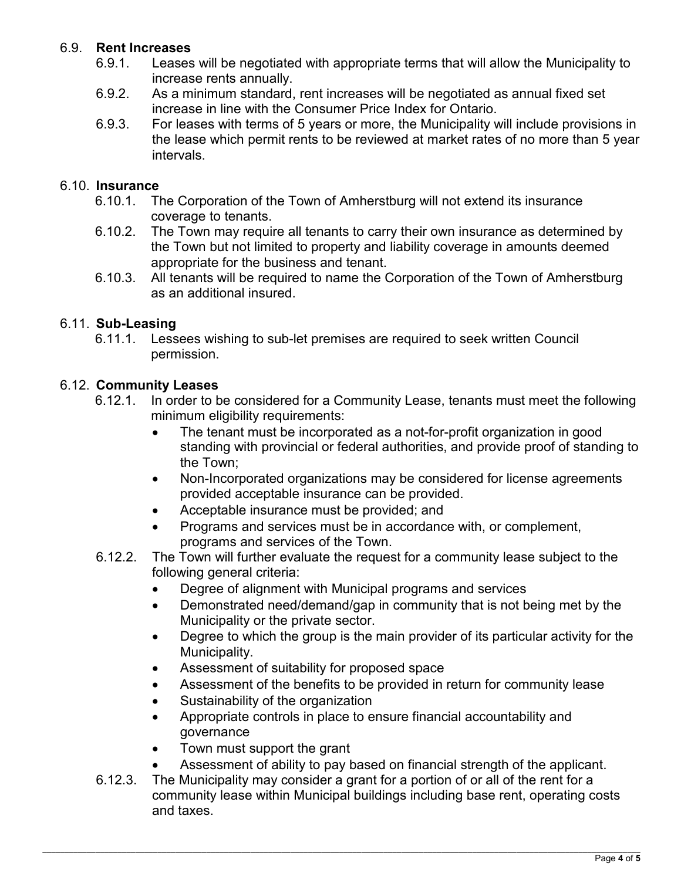### 6.9. **Rent Increases**

6.9.1. Leases will be negotiated with appropriate terms that will allow the Municipality to increase rents annually.

6.9.2. As a minimum standard, rent increases will be negotiated as annual fixed set increase in line with the Consumer Price Index for Ontario.

6.9.3. For leases with terms of 5 years or more, the Municipality will include provisions in the lease which permit rents to be reviewed at market rates of no more than 5 year intervals.

### 6.10. **Insurance**

6.10.1. The Corporation of the Town of Amherstburg will not extend its insurance coverage to tenants.

6.10.2. The Town may require all tenants to carry their own insurance as determined by the Town but not limited to property and liability coverage in amounts deemed appropriate for the business and tenant.

6.10.3. All tenants will be required to name the Corporation of the Town of Amherstburg as an additional insured.

### 6.11. **Sub-Leasing**

6.11.1. Lessees wishing to sub-let premises are required to seek written Council permission.

### 6.12. **Community Leases**

6.12.1. In order to be considered for a Community Lease, tenants must meet the following minimum eligibility requirements:

- The tenant must be incorporated as a not-for-profit organization in good standing with provincial or federal authorities, and provide proof of standing to the Town;
- Non-Incorporated organizations may be considered for license agreements provided acceptable insurance can be provided.
- Acceptable insurance must be provided; and
- Programs and services must be in accordance with, or complement, programs and services of the Town.

6.12.2. The Town will further evaluate the request for a community lease subject to the following general criteria:

- Degree of alignment with Municipal programs and services
- Demonstrated need/demand/gap in community that is not being met by the Municipality or the private sector.
- Degree to which the group is the main provider of its particular activity for the Municipality.
- Assessment of suitability for proposed space
- Assessment of the benefits to be provided in return for community lease
- Sustainability of the organization
- Appropriate controls in place to ensure financial accountability and governance
- Town must support the grant
- Assessment of ability to pay based on financial strength of the applicant.

6.12.3. The Municipality may consider a grant for a portion of or all of the rent for a community lease within Municipal buildings including base rent, operating costs and taxes.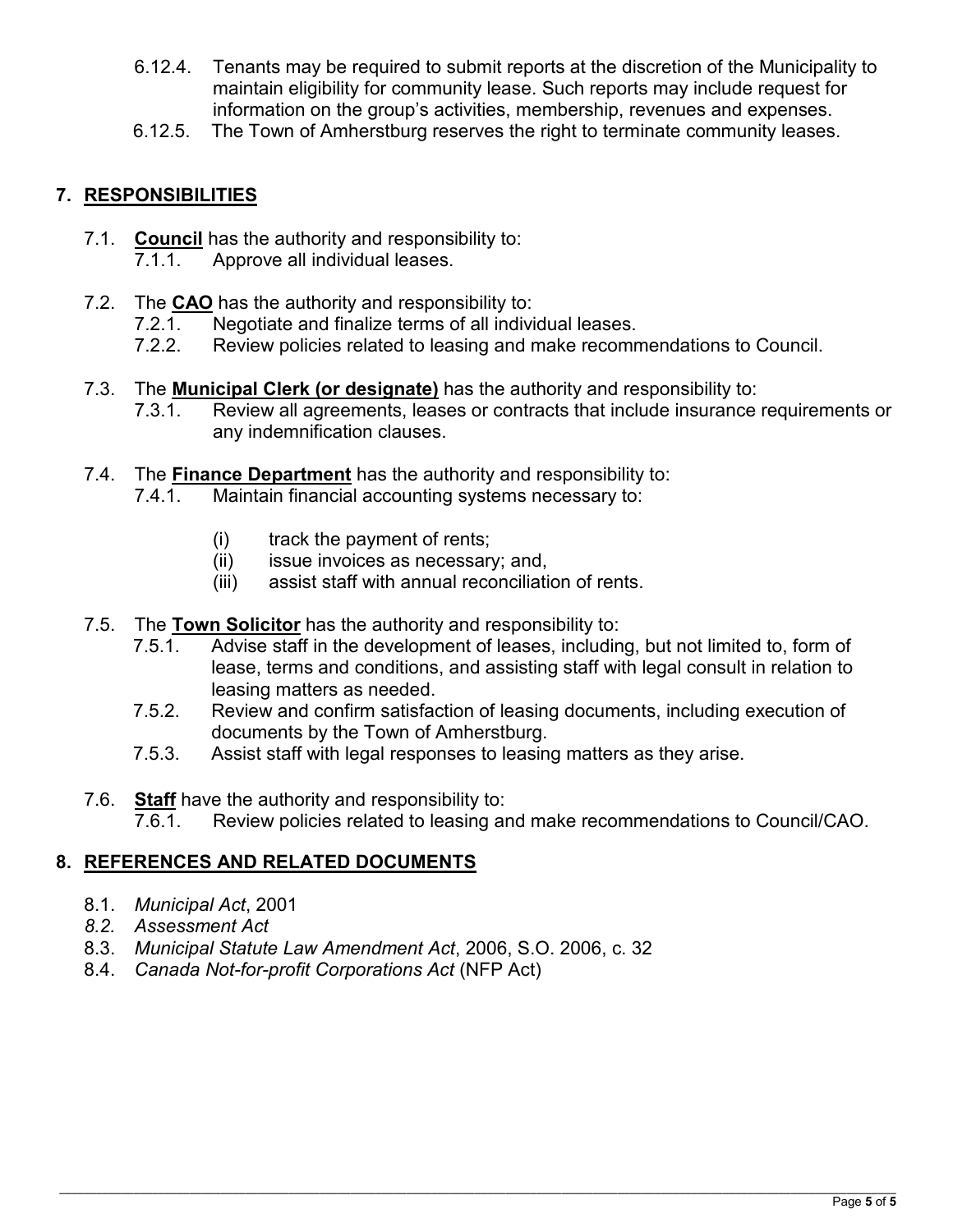6.12.4. Tenants may be required to submit reports at the discretion of the Municipality to maintain eligibility for community lease. Such reports may include request for information on the group's activities, membership, revenues and expenses.

6.12.5. The Town of Amherstburg reserves the right to terminate community leases.

## 7. RESPONSIBILITIES

7.1. **Council** has the authority and responsibility to:

7.1.1. Approve all individual leases.

7.2. The **CAO** has the authority and responsibility to:

7.2.1. Negotiate and finalize terms of all individual leases.

7.2.2. Review policies related to leasing and make recommendations to Council.

7.3. The **Municipal Clerk (or designate)** has the authority and responsibility to:

7.3.1. Review all agreements, leases or contracts that include insurance requirements or any indemnification clauses.

7.4. The **Finance Department** has the authority and responsibility to:

7.4.1. Maintain financial accounting systems necessary to:

(i) track the payment of rents;
(ii) issue invoices as necessary; and,
(iii) assist staff with annual reconciliation of rents.

7.5. The **Town Solicitor** has the authority and responsibility to:

7.5.1. Advise staff in the development of leases, including, but not limited to, form of lease, terms and conditions, and assisting staff with legal consult in relation to leasing matters as needed.

7.5.2. Review and confirm satisfaction of leasing documents, including execution of documents by the Town of Amherstburg.

7.5.3. Assist staff with legal responses to leasing matters as they arise.

7.6. **Staff** have the authority and responsibility to:

7.6.1. Review policies related to leasing and make recommendations to Council/CAO.

## 8. REFERENCES AND RELATED DOCUMENTS

8.1. *Municipal Act*, 2001

*8.2. Assessment Act*

8.3. *Municipal Statute Law Amendment Act*, 2006, S.O. 2006, c. 32

8.4. *Canada Not-for-profit Corporations Act* (NFP Act)